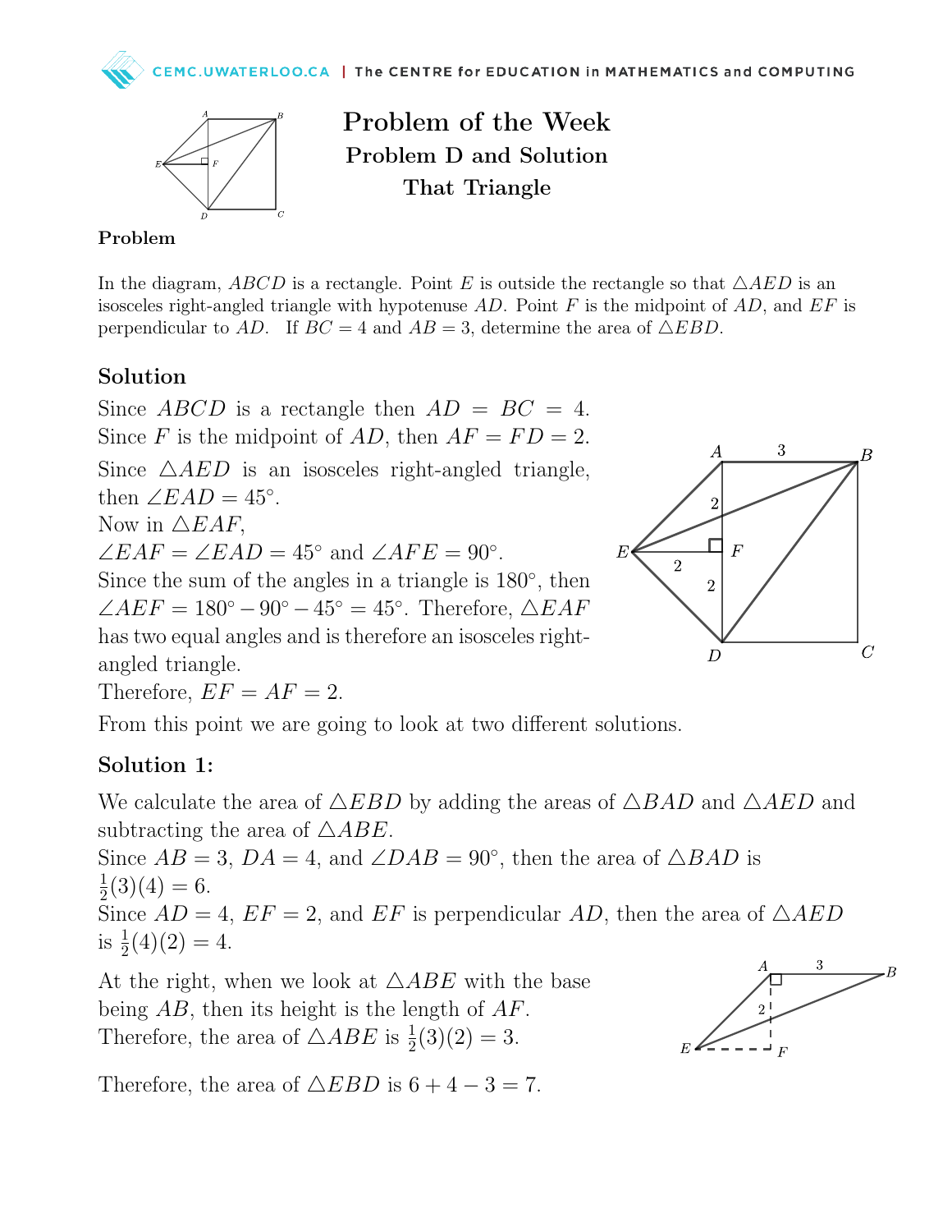# Problem of the Week
## Problem D and Solution
## That Triangle

**Problem**

In the diagram, $ABCD$ is a rectangle. Point $E$ is outside the rectangle so that $\triangle AED$ is an isosceles right-angled triangle with hypotenuse $AD$. Point $F$ is the midpoint of $AD$, and $EF$ is perpendicular to $AD$. If $BC = 4$ and $AB = 3$, determine the area of $\triangle EBD$.

### Solution

Since $ABCD$ is a rectangle then $AD = BC = 4$.
Since $F$ is the midpoint of $AD$, then $AF = FD = 2$.
Since $\triangle AED$ is an isosceles right-angled triangle, then $\angle EAD = 45°$.
Now in $\triangle EAF$,
$\angle EAF = \angle EAD = 45°$ and $\angle AFE = 90°$.
Since the sum of the angles in a triangle is $180°$, then $\angle AEF = 180° - 90° - 45° = 45°$. Therefore, $\triangle EAF$ has two equal angles and is therefore an isosceles right-angled triangle.
Therefore, $EF = AF = 2$.

From this point we are going to look at two different solutions.

### Solution 1:

We calculate the area of $\triangle EBD$ by adding the areas of $\triangle BAD$ and $\triangle AED$ and subtracting the area of $\triangle ABE$.
Since $AB = 3$, $DA = 4$, and $\angle DAB = 90°$, then the area of $\triangle BAD$ is $\frac{1}{2}(3)(4) = 6$.
Since $AD = 4$, $EF = 2$, and $EF$ is perpendicular $AD$, then the area of $\triangle AED$ is $\frac{1}{2}(4)(2) = 4$.

At the right, when we look at $\triangle ABE$ with the base being $AB$, then its height is the length of $AF$. Therefore, the area of $\triangle ABE$ is $\frac{1}{2}(3)(2) = 3$.

Therefore, the area of $\triangle EBD$ is $6 + 4 - 3 = 7$.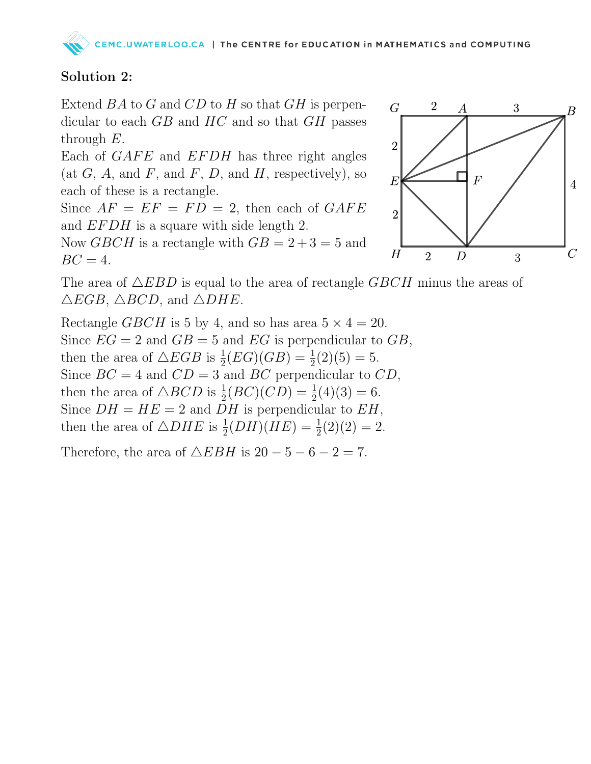**Solution 2:**

Extend $BA$ to $G$ and $CD$ to $H$ so that $GH$ is perpendicular to each $GB$ and $HC$ and so that $GH$ passes through $E$.

Each of $GAFE$ and $EFDH$ has three right angles (at $G$, $A$, and $F$, and $F$, $D$, and $H$, respectively), so each of these is a rectangle.

Since $AF = EF = FD = 2$, then each of $GAFE$ and $EFDH$ is a square with side length 2.

Now $GBCH$ is a rectangle with $GB = 2 + 3 = 5$ and $BC = 4$.

G
2
A
3
B
2
E
F
4
2
H
2
D
3
C

The area of $\triangle EBD$ is equal to the area of rectangle $GBCH$ minus the areas of $\triangle EGB$, $\triangle BCD$, and $\triangle DHE$.

Rectangle $GBCH$ is 5 by 4, and so has area $5 \times 4 = 20$.
Since $EG = 2$ and $GB = 5$ and $EG$ is perpendicular to $GB$,
then the area of $\triangle EGB$ is $\frac{1}{2}(EG)(GB) = \frac{1}{2}(2)(5) = 5$.
Since $BC = 4$ and $CD = 3$ and $BC$ perpendicular to $CD$,
then the area of $\triangle BCD$ is $\frac{1}{2}(BC)(CD) = \frac{1}{2}(4)(3) = 6$.
Since $DH = HE = 2$ and $DH$ is perpendicular to $EH$,
then the area of $\triangle DHE$ is $\frac{1}{2}(DH)(HE) = \frac{1}{2}(2)(2) = 2$.

Therefore, the area of $\triangle EBH$ is $20 - 5 - 6 - 2 = 7$.